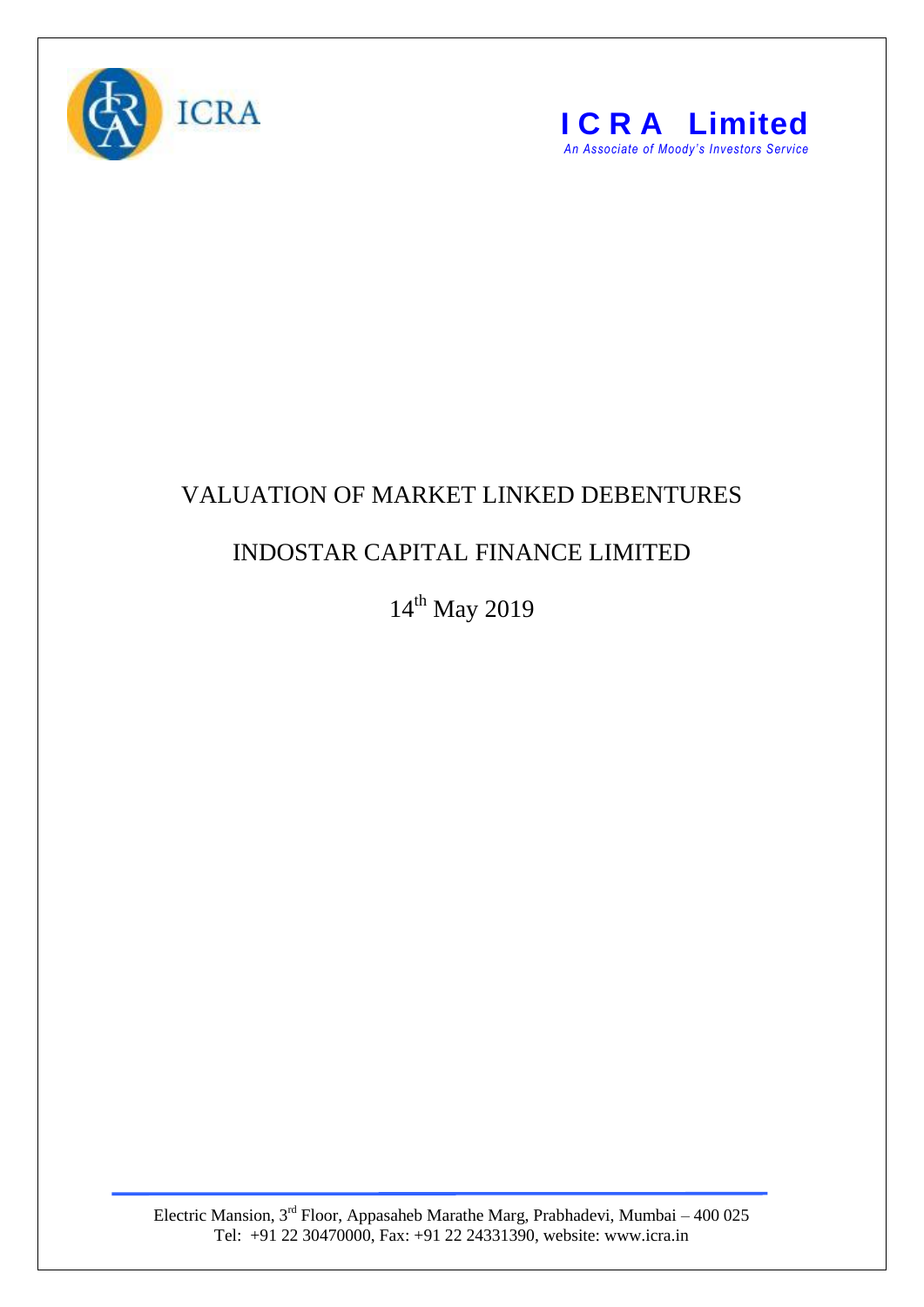ICRA

**I C R A Limited**

*An Associate of Moody's Investors Service*

# VALUATION OF MARKET LINKED DEBENTURES

## INDOSTAR CAPITAL FINANCE LIMITED

14th May 2019

Electric Mansion, 3rd Floor, Appasaheb Marathe Marg, Prabhadevi, Mumbai – 400 025
Tel: +91 22 30470000, Fax: +91 22 24331390, website: www.icra.in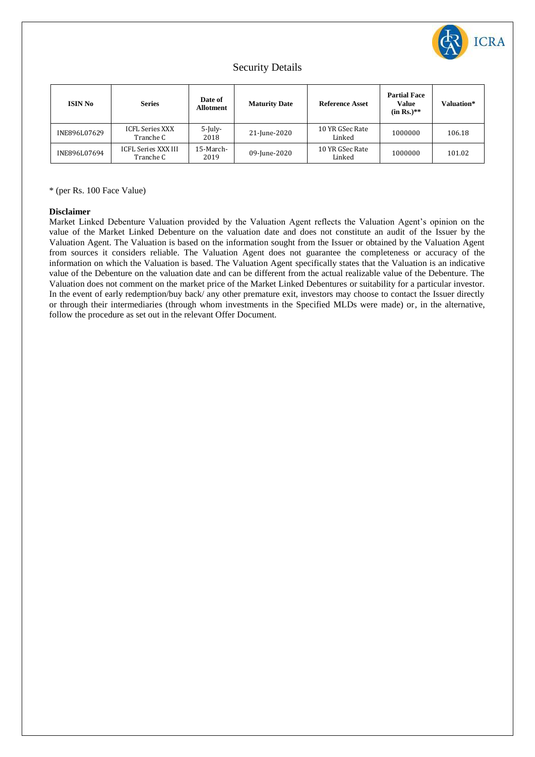## Security Details

| ISIN No | Series | Date of Allotment | Maturity Date | Reference Asset | Partial Face Value (in Rs.)** | Valuation* |
|---|---|---|---|---|---|---|
| INE896L07629 | ICFL Series XXX Tranche C | 5-July-2018 | 21-June-2020 | 10 YR GSec Rate Linked | 1000000 | 106.18 |
| INE896L07694 | ICFL Series XXX III Tranche C | 15-March-2019 | 09-June-2020 | 10 YR GSec Rate Linked | 1000000 | 101.02 |

* (per Rs. 100 Face Value)

**Disclaimer**

Market Linked Debenture Valuation provided by the Valuation Agent reflects the Valuation Agent's opinion on the value of the Market Linked Debenture on the valuation date and does not constitute an audit of the Issuer by the Valuation Agent. The Valuation is based on the information sought from the Issuer or obtained by the Valuation Agent from sources it considers reliable. The Valuation Agent does not guarantee the completeness or accuracy of the information on which the Valuation is based. The Valuation Agent specifically states that the Valuation is an indicative value of the Debenture on the valuation date and can be different from the actual realizable value of the Debenture. The Valuation does not comment on the market price of the Market Linked Debentures or suitability for a particular investor. In the event of early redemption/buy back/ any other premature exit, investors may choose to contact the Issuer directly or through their intermediaries (through whom investments in the Specified MLDs were made) or, in the alternative, follow the procedure as set out in the relevant Offer Document.